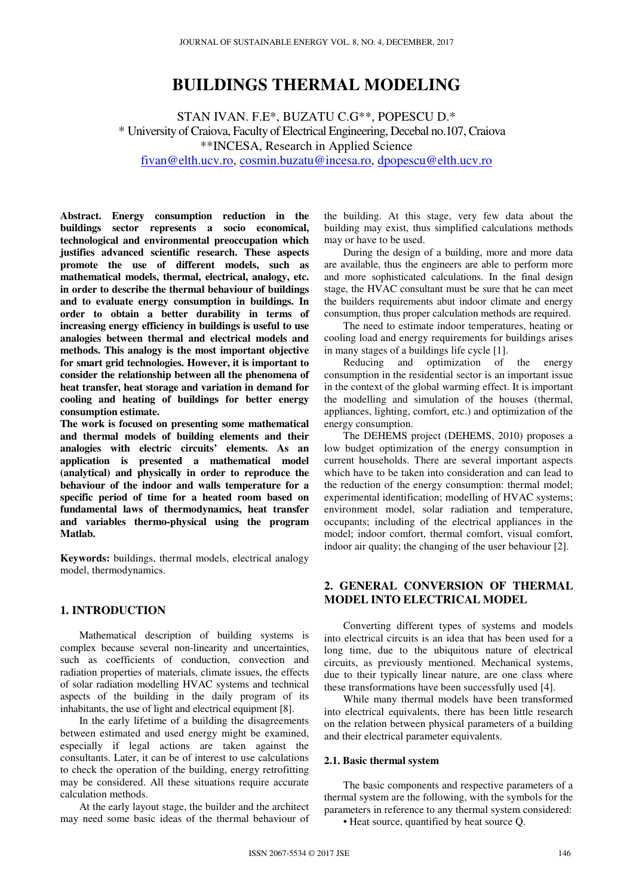# BUILDINGS THERMAL MODELING

STAN IVAN. F.E*, BUZATU C.G**, POPESCU D.*

\* University of Craiova, Faculty of Electrical Engineering, Decebal no.107, Craiova

**INCESA, Research in Applied Science

fivan@elth.ucv.ro, cosmin.buzatu@incesa.ro, dpopescu@elth.ucv.ro

**Abstract. Energy consumption reduction in the buildings sector represents a socio economical, technological and environmental preoccupation which justifies advanced scientific research. These aspects promote the use of different models, such as mathematical models, thermal, electrical, analogy, etc. in order to describe the thermal behaviour of buildings and to evaluate energy consumption in buildings. In order to obtain a better durability in terms of increasing energy efficiency in buildings is useful to use analogies between thermal and electrical models and methods. This analogy is the most important objective for smart grid technologies. However, it is important to consider the relationship between all the phenomena of heat transfer, heat storage and variation in demand for cooling and heating of buildings for better energy consumption estimate.**

**The work is focused on presenting some mathematical and thermal models of building elements and their analogies with electric circuits' elements. As an application is presented a mathematical model (analytical) and physically in order to reproduce the behaviour of the indoor and walls temperature for a specific period of time for a heated room based on fundamental laws of thermodynamics, heat transfer and variables thermo-physical using the program Matlab.**

**Keywords:** buildings, thermal models, electrical analogy model, thermodynamics.

## 1. INTRODUCTION

Mathematical description of building systems is complex because several non-linearity and uncertainties, such as coefficients of conduction, convection and radiation properties of materials, climate issues, the effects of solar radiation modelling HVAC systems and technical aspects of the building in the daily program of its inhabitants, the use of light and electrical equipment [8].

In the early lifetime of a building the disagreements between estimated and used energy might be examined, especially if legal actions are taken against the consultants. Later, it can be of interest to use calculations to check the operation of the building, energy retrofitting may be considered. All these situations require accurate calculation methods.

At the early layout stage, the builder and the architect may need some basic ideas of the thermal behaviour of the building. At this stage, very few data about the building may exist, thus simplified calculations methods may or have to be used.

During the design of a building, more and more data are available, thus the engineers are able to perform more and more sophisticated calculations. In the final design stage, the HVAC consultant must be sure that he can meet the builders requirements abut indoor climate and energy consumption, thus proper calculation methods are required.

The need to estimate indoor temperatures, heating or cooling load and energy requirements for buildings arises in many stages of a buildings life cycle [1].

Reducing and optimization of the energy consumption in the residential sector is an important issue in the context of the global warming effect. It is important the modelling and simulation of the houses (thermal, appliances, lighting, comfort, etc.) and optimization of the energy consumption.

The DEHEMS project (DEHEMS, 2010) proposes a low budget optimization of the energy consumption in current households. There are several important aspects which have to be taken into consideration and can lead to the reduction of the energy consumption: thermal model; experimental identification; modelling of HVAC systems; environment model, solar radiation and temperature, occupants; including of the electrical appliances in the model; indoor comfort, thermal comfort, visual comfort, indoor air quality; the changing of the user behaviour [2].

## 2. GENERAL CONVERSION OF THERMAL MODEL INTO ELECTRICAL MODEL

Converting different types of systems and models into electrical circuits is an idea that has been used for a long time, due to the ubiquitous nature of electrical circuits, as previously mentioned. Mechanical systems, due to their typically linear nature, are one class where these transformations have been successfully used [4].

While many thermal models have been transformed into electrical equivalents, there has been little research on the relation between physical parameters of a building and their electrical parameter equivalents.

### 2.1. Basic thermal system

The basic components and respective parameters of a thermal system are the following, with the symbols for the parameters in reference to any thermal system considered:

- Heat source, quantified by heat source Q.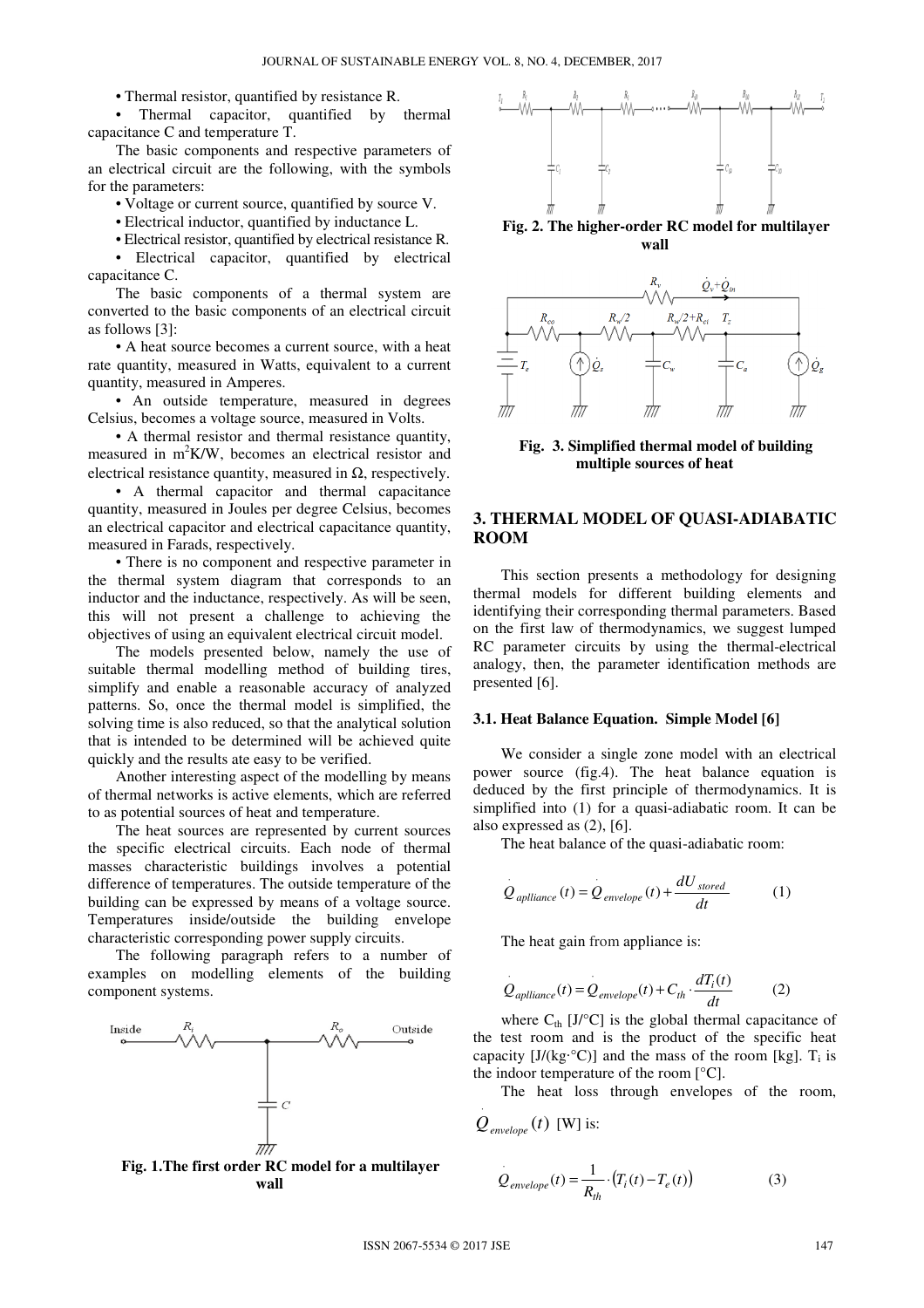• Thermal resistor, quantified by resistance R.

• Thermal capacitor, quantified by thermal capacitance C and temperature T.

The basic components and respective parameters of an electrical circuit are the following, with the symbols for the parameters:

• Voltage or current source, quantified by source V.

• Electrical inductor, quantified by inductance L.

• Electrical resistor, quantified by electrical resistance R.

• Electrical capacitor, quantified by electrical capacitance C.

The basic components of a thermal system are converted to the basic components of an electrical circuit as follows [3]:

• A heat source becomes a current source, with a heat rate quantity, measured in Watts, equivalent to a current quantity, measured in Amperes.

• An outside temperature, measured in degrees Celsius, becomes a voltage source, measured in Volts.

• A thermal resistor and thermal resistance quantity, measured in $m^2K/W$, becomes an electrical resistor and electrical resistance quantity, measured in Ω, respectively.

• A thermal capacitor and thermal capacitance quantity, measured in Joules per degree Celsius, becomes an electrical capacitor and electrical capacitance quantity, measured in Farads, respectively.

• There is no component and respective parameter in the thermal system diagram that corresponds to an inductor and the inductance, respectively. As will be seen, this will not present a challenge to achieving the objectives of using an equivalent electrical circuit model.

The models presented below, namely the use of suitable thermal modelling method of building tires, simplify and enable a reasonable accuracy of analyzed patterns. So, once the thermal model is simplified, the solving time is also reduced, so that the analytical solution that is intended to be determined will be achieved quite quickly and the results ate easy to be verified.

Another interesting aspect of the modelling by means of thermal networks is active elements, which are referred to as potential sources of heat and temperature.

The heat sources are represented by current sources the specific electrical circuits. Each node of thermal masses characteristic buildings involves a potential difference of temperatures. The outside temperature of the building can be expressed by means of a voltage source. Temperatures inside/outside the building envelope characteristic corresponding power supply circuits.

The following paragraph refers to a number of examples on modelling elements of the building component systems.

**Fig. 1.The first order RC model for a multilayer wall**

**Fig. 2. The higher-order RC model for multilayer wall**

**Fig. 3. Simplified thermal model of building multiple sources of heat**

## 3. THERMAL MODEL OF QUASI-ADIABATIC ROOM

This section presents a methodology for designing thermal models for different building elements and identifying their corresponding thermal parameters. Based on the first law of thermodynamics, we suggest lumped RC parameter circuits by using the thermal-electrical analogy, then, the parameter identification methods are presented [6].

### 3.1. Heat Balance Equation. Simple Model [6]

We consider a single zone model with an electrical power source (fig.4). The heat balance equation is deduced by the first principle of thermodynamics. It is simplified into (1) for a quasi-adiabatic room. It can be also expressed as (2), [6].

The heat balance of the quasi-adiabatic room:

$$\dot{Q}_{aplliance}(t) = \dot{Q}_{envelope}(t) + \frac{dU_{stored}}{dt} \tag{1}$$

The heat gain from appliance is:

$$\dot{Q}_{aplliance}(t) = \dot{Q}_{envelope}(t) + C_{th} \cdot \frac{dT_i(t)}{dt} \tag{2}$$

where $C_{th}$ [J/°C] is the global thermal capacitance of the test room and is the product of the specific heat capacity [J/(kg·°C)] and the mass of the room [kg]. $T_i$ is the indoor temperature of the room [°C].

The heat loss through envelopes of the room, $\dot{Q}_{envelope}(t)$ [W] is:

$$\dot{Q}_{envelope}(t) = \frac{1}{R_{th}} \cdot \left(T_i(t) - T_e(t)\right) \tag{3}$$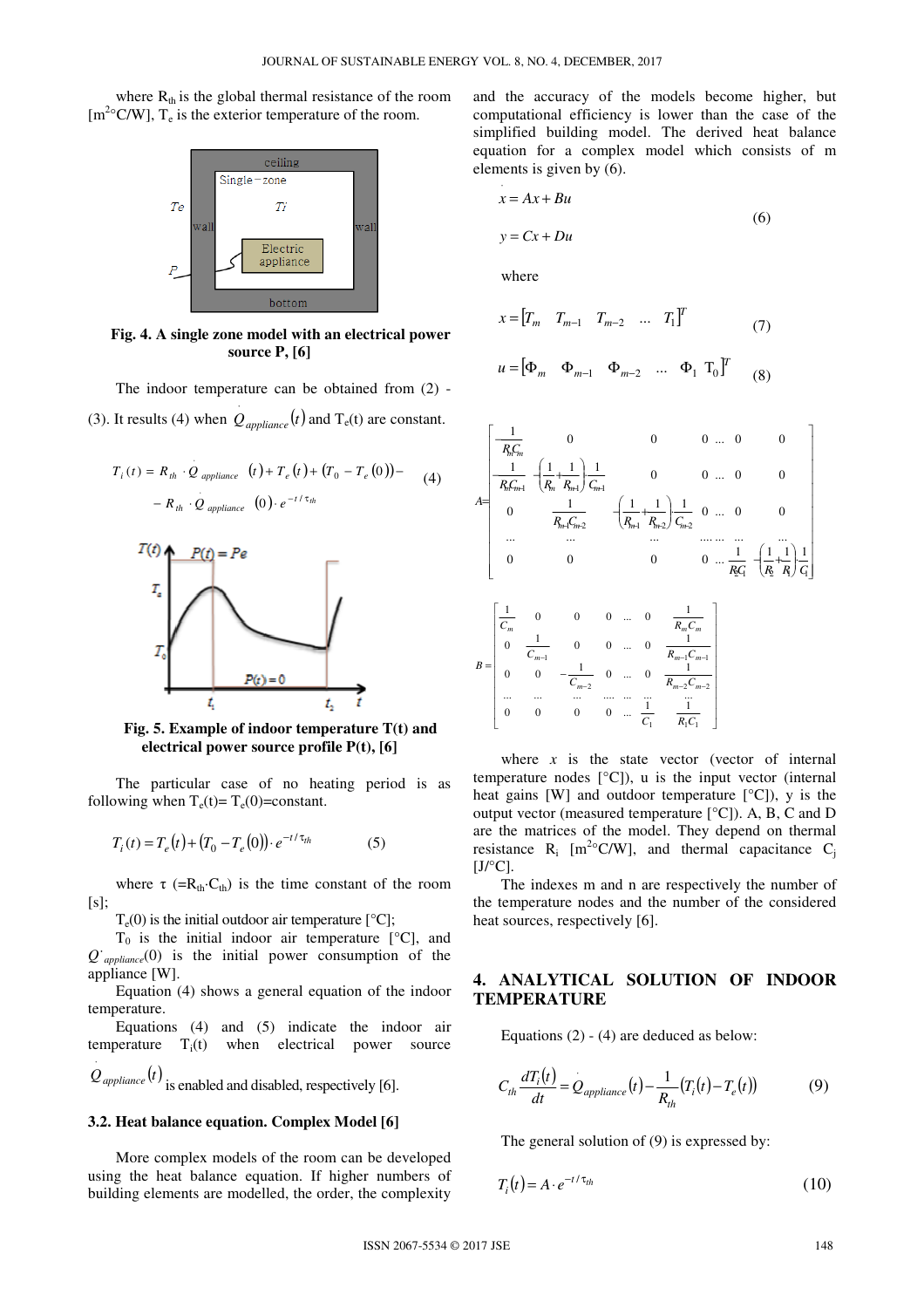where $R_{th}$ is the global thermal resistance of the room [$m^{2\circ}C/W$], $T_e$ is the exterior temperature of the room.

**Fig. 4. A single zone model with an electrical power source P, [6]**

The indoor temperature can be obtained from (2) - (3). It results (4) when $\dot{Q}_{appliance}(t)$ and $T_e(t)$ are constant.

$$T_i(t) = R_{th} \cdot \dot{Q}_{appliance}(t) + T_e(t) + (T_0 - T_e(0)) - R_{th} \cdot \dot{Q}_{appliance}(0) \cdot e^{-t/\tau_{th}} \tag{4}$$

**Fig. 5. Example of indoor temperature T(t) and electrical power source profile P(t), [6]**

The particular case of no heating period is as following when $T_e(t)= T_e(0)$=constant.

$$T_i(t) = T_e(t) + (T_0 - T_e(0)) \cdot e^{-t/\tau_{th}} \tag{5}$$

where $\tau$ ($=R_{th} \cdot C_{th}$) is the time constant of the room [s];

$T_e(0)$ is the initial outdoor air temperature [°C];

$T_0$ is the initial indoor air temperature [°C], and $Q^{\cdot}_{appliance}(0)$ is the initial power consumption of the appliance [W].

Equation (4) shows a general equation of the indoor temperature.

Equations (4) and (5) indicate the indoor air temperature $T_i(t)$ when electrical power source $\dot{Q}_{appliance}(t)$ is enabled and disabled, respectively [6].

### 3.2. Heat balance equation. Complex Model [6]

More complex models of the room can be developed using the heat balance equation. If higher numbers of building elements are modelled, the order, the complexity and the accuracy of the models become higher, but computational efficiency is lower than the case of the simplified building model. The derived heat balance equation for a complex model which consists of m elements is given by (6).

$$\dot{x} = Ax + Bu$$
$$y = Cx + Du \tag{6}$$

where

$$x = [T_m \quad T_{m-1} \quad T_{m-2} \quad \ldots \quad T_1]^T \tag{7}$$

$$u = [\Phi_m \quad \Phi_{m-1} \quad \Phi_{m-2} \quad \ldots \quad \Phi_1 \quad T_0]^T \tag{8}$$

$$A = \begin{bmatrix} \frac{1}{R_m C_m} & 0 & 0 & 0 \ \ldots \ 0 & 0 \\ \frac{1}{R_m C_{m-1}} & -\left(\frac{1}{R_m}+\frac{1}{R_{m-1}}\right)\frac{1}{C_{m-1}} & 0 & 0 \ \ldots \ 0 & 0 \\ 0 & \frac{1}{R_{m-1} C_{m-2}} & -\left(\frac{1}{R_{m-1}}+\frac{1}{R_{m-2}}\right)\frac{1}{C_{m-2}} & 0 \ \ldots \ 0 & 0 \\ \ldots & \ldots & \ldots & \ldots \ \ldots \ \ldots & \ldots \\ 0 & 0 & 0 & 0 \ \ldots \ \frac{1}{R_2 C_1} & -\left(\frac{1}{R_2}+\frac{1}{R_1}\right)\frac{1}{C_1} \end{bmatrix}$$

$$B = \begin{bmatrix} \frac{1}{C_m} & 0 & 0 & 0 & \ldots & 0 & \frac{1}{R_m C_m} \\ 0 & \frac{1}{C_{m-1}} & 0 & 0 & \ldots & 0 & \frac{1}{R_{m-1} C_{m-1}} \\ 0 & 0 & -\frac{1}{C_{m-2}} & 0 & \ldots & 0 & \frac{1}{R_{m-2} C_{m-2}} \\ \ldots & \ldots & \ldots & \ldots & \ldots & \ldots & \ldots \\ 0 & 0 & 0 & 0 & \ldots & \frac{1}{C_1} & \frac{1}{R_1 C_1} \end{bmatrix}$$

where $x$ is the state vector (vector of internal temperature nodes [°C]), u is the input vector (internal heat gains [W] and outdoor temperature [°C]), y is the output vector (measured temperature [°C]). A, B, C and D are the matrices of the model. They depend on thermal resistance $R_i$ [$m^{2\circ}C/W$], and thermal capacitance $C_j$ [J/°C].

The indexes m and n are respectively the number of the temperature nodes and the number of the considered heat sources, respectively [6].

## 4. ANALYTICAL SOLUTION OF INDOOR TEMPERATURE

Equations (2) - (4) are deduced as below:

$$C_{th} \frac{dT_i(t)}{dt} = \dot{Q}_{appliance}(t) - \frac{1}{R_{th}}(T_i(t) - T_e(t)) \tag{9}$$

The general solution of (9) is expressed by:

$$T_i(t) = A \cdot e^{-t/\tau_{th}} \tag{10}$$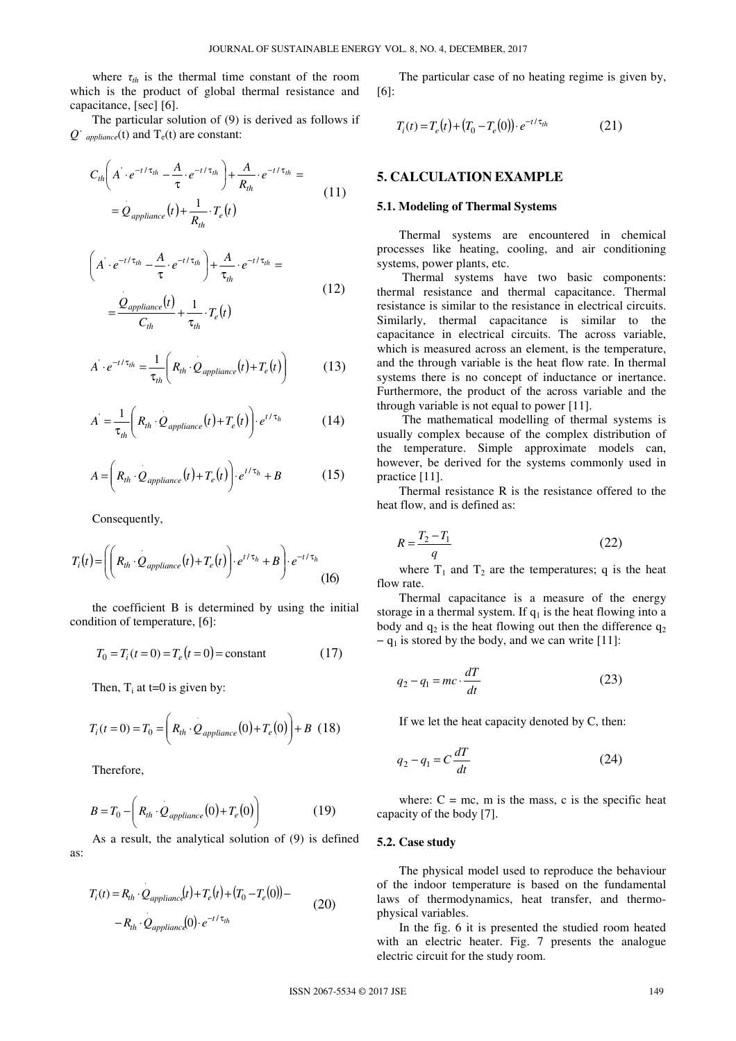where $\tau_{th}$ is the thermal time constant of the room which is the product of global thermal resistance and capacitance, [sec] [6].

The particular solution of (9) is derived as follows if $\dot{Q}_{appliance}(t)$ and $T_e(t)$ are constant:

$$C_{th}\left(A^{'} \cdot e^{-t/\tau_{th}} - \frac{A}{\tau} \cdot e^{-t/\tau_{th}}\right) + \frac{A}{R_{th}} \cdot e^{-t/\tau_{th}} = \dot{Q}_{appliance}(t) + \frac{1}{R_{th}} \cdot T_e(t) \quad (11)$$

$$\left(A^{'} \cdot e^{-t/\tau_{th}} - \frac{A}{\tau} \cdot e^{-t/\tau_{th}}\right) + \frac{A}{\tau_{th}} \cdot e^{-t/\tau_{th}} = \frac{\dot{Q}_{appliance}(t)}{C_{th}} + \frac{1}{\tau_{th}} \cdot T_e(t) \quad (12)$$

$$A^{'} \cdot e^{-t/\tau_{th}} = \frac{1}{\tau_{th}}\left(R_{th} \cdot \dot{Q}_{appliance}(t) + T_e(t)\right) \quad (13)$$

$$A^{'} = \frac{1}{\tau_{th}}\left(R_{th} \cdot \dot{Q}_{appliance}(t) + T_e(t)\right) \cdot e^{t/\tau_h} \quad (14)$$

$$A = \left(R_{th} \cdot \dot{Q}_{appliance}(t) + T_e(t)\right) \cdot e^{t/\tau_h} + B \quad (15)$$

Consequently,

$$T_i(t) = \left(\left(R_{th} \cdot \dot{Q}_{appliance}(t) + T_e(t)\right) \cdot e^{t/\tau_h} + B\right) \cdot e^{-t/\tau_h} \quad (16)$$

the coefficient B is determined by using the initial condition of temperature, [6]:

$$T_0 = T_i(t=0) = T_e(t=0) = \text{constant} \quad (17)$$

Then, $T_i$ at t=0 is given by:

$$T_i(t=0) = T_0 = \left(R_{th} \cdot \dot{Q}_{appliance}(0) + T_e(0)\right) + B \quad (18)$$

Therefore,

$$B = T_0 - \left(R_{th} \cdot \dot{Q}_{appliance}(0) + T_e(0)\right) \quad (19)$$

As a result, the analytical solution of (9) is defined as:

$$T_i(t) = R_{th} \cdot \dot{Q}_{appliance}(t) + T_e(t) + \left(T_0 - T_e(0)\right) - R_{th} \cdot \dot{Q}_{appliance}(0) \cdot e^{-t/\tau_{th}} \quad (20)$$

The particular case of no heating regime is given by, [6]:

$$T_i(t) = T_e(t) + \left(T_0 - T_e(0)\right) \cdot e^{-t/\tau_{th}} \quad (21)$$

## 5. CALCULATION EXAMPLE

### 5.1. Modeling of Thermal Systems

Thermal systems are encountered in chemical processes like heating, cooling, and air conditioning systems, power plants, etc.

Thermal systems have two basic components: thermal resistance and thermal capacitance. Thermal resistance is similar to the resistance in electrical circuits. Similarly, thermal capacitance is similar to the capacitance in electrical circuits. The across variable, which is measured across an element, is the temperature, and the through variable is the heat flow rate. In thermal systems there is no concept of inductance or inertance. Furthermore, the product of the across variable and the through variable is not equal to power [11].

The mathematical modelling of thermal systems is usually complex because of the complex distribution of the temperature. Simple approximate models can, however, be derived for the systems commonly used in practice [11].

Thermal resistance R is the resistance offered to the heat flow, and is defined as:

$$R = \frac{T_2 - T_1}{q} \quad (22)$$

where $T_1$ and $T_2$ are the temperatures; q is the heat flow rate.

Thermal capacitance is a measure of the energy storage in a thermal system. If $q_1$ is the heat flowing into a body and $q_2$ is the heat flowing out then the difference $q_2 - q_1$ is stored by the body, and we can write [11]:

$$q_2 - q_1 = mc \cdot \frac{dT}{dt} \quad (23)$$

If we let the heat capacity denoted by C, then:

$$q_2 - q_1 = C\frac{dT}{dt} \quad (24)$$

where: C = mc, m is the mass, c is the specific heat capacity of the body [7].

### 5.2. Case study

The physical model used to reproduce the behaviour of the indoor temperature is based on the fundamental laws of thermodynamics, heat transfer, and thermo-physical variables.

In the fig. 6 it is presented the studied room heated with an electric heater. Fig. 7 presents the analogue electric circuit for the study room.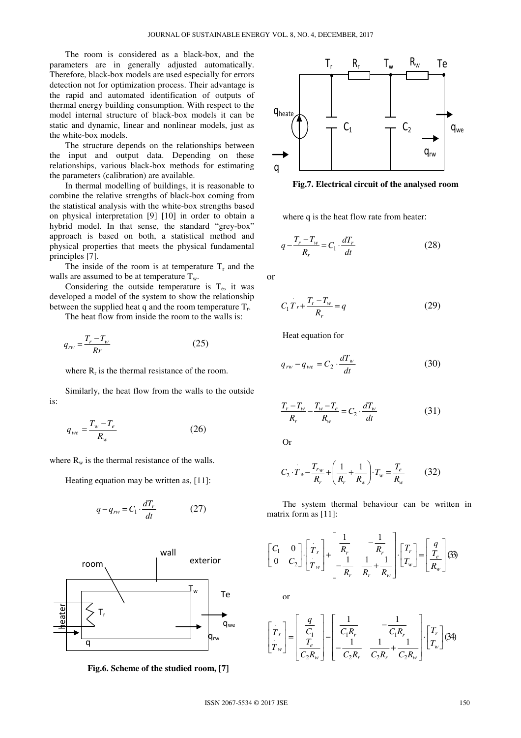The room is considered as a black-box, and the parameters are in generally adjusted automatically. Therefore, black-box models are used especially for errors detection not for optimization process. Their advantage is the rapid and automated identification of outputs of thermal energy building consumption. With respect to the model internal structure of black-box models it can be static and dynamic, linear and nonlinear models, just as the white-box models.

The structure depends on the relationships between the input and output data. Depending on these relationships, various black-box methods for estimating the parameters (calibration) are available.

In thermal modelling of buildings, it is reasonable to combine the relative strengths of black-box coming from the statistical analysis with the white-box strengths based on physical interpretation [9] [10] in order to obtain a hybrid model. In that sense, the standard "grey-box" approach is based on both, a statistical method and physical properties that meets the physical fundamental principles [7].

The inside of the room is at temperature $T_r$ and the walls are assumed to be at temperature $T_w$.

Considering the outside temperature is $T_e$, it was developed a model of the system to show the relationship between the supplied heat q and the room temperature $T_r$.

The heat flow from inside the room to the walls is:

$$q_{rw} = \frac{T_r - T_w}{Rr} \tag{25}$$

where $R_r$ is the thermal resistance of the room.

Similarly, the heat flow from the walls to the outside is:

$$q_{we} = \frac{T_w - T_e}{R_w} \tag{26}$$

where $R_w$ is the thermal resistance of the walls.

Heating equation may be written as, [11]:

$$q - q_{rw} = C_1 \cdot \frac{dT_r}{dt} \tag{27}$$

**Fig.6. Scheme of the studied room, [7]**

**Fig.7. Electrical circuit of the analysed room**

where q is the heat flow rate from heater:

$$q - \frac{T_r - T_w}{R_r} = C_1 \cdot \frac{dT_r}{dt} \tag{28}$$

or

$$C_1 \dot{T}_r + \frac{T_r - T_w}{R_r} = q \tag{29}$$

Heat equation for

$$q_{rw} - q_{we} = C_2 \cdot \frac{dT_w}{dt} \tag{30}$$

$$\frac{T_r - T_w}{R_r} - \frac{T_w - T_e}{R_w} = C_2 \cdot \frac{dT_w}{dt} \tag{31}$$

Or

$$C_2 \cdot \dot{T}_w - \frac{T_{rw}}{R_r} + \left( \frac{1}{R_r} + \frac{1}{R_w} \right) \cdot T_w = \frac{T_e}{R_w} \tag{32}$$

The system thermal behaviour can be written in matrix form as [11]:

$$\begin{bmatrix} C_1 & 0 \\ 0 & C_2 \end{bmatrix} \cdot \begin{bmatrix} \dot{T}_r \\ \dot{T}_w \end{bmatrix} + \begin{bmatrix} \frac{1}{R_r} & -\frac{1}{R_r} \\ -\frac{1}{R_r} & \frac{1}{R_r} + \frac{1}{R_w} \end{bmatrix} \cdot \begin{bmatrix} T_r \\ T_w \end{bmatrix} = \begin{bmatrix} q \\ \frac{T_e}{R_w} \end{bmatrix} \tag{33}$$

or

$$\begin{bmatrix} \dot{T}_r \\ \dot{T}_w \end{bmatrix} = \begin{bmatrix} \frac{q}{C_1} \\ \frac{T_e}{C_2 R_w} \end{bmatrix} - \begin{bmatrix} \frac{1}{C_1 R_r} & -\frac{1}{C_1 R_r} \\ -\frac{1}{C_2 R_r} & \frac{1}{C_2 R_r} + \frac{1}{C_2 R_w} \end{bmatrix} \cdot \begin{bmatrix} T_r \\ T_w \end{bmatrix} \tag{34}$$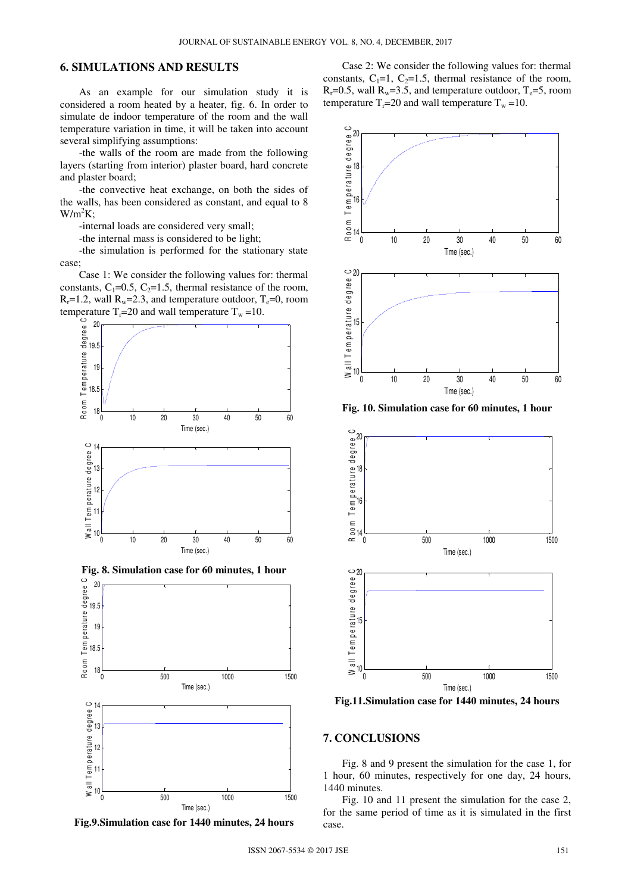## 6. SIMULATIONS AND RESULTS

As an example for our simulation study it is considered a room heated by a heater, fig. 6. In order to simulate de indoor temperature of the room and the wall temperature variation in time, it will be taken into account several simplifying assumptions:

-the walls of the room are made from the following layers (starting from interior) plaster board, hard concrete and plaster board;

-the convective heat exchange, on both the sides of the walls, has been considered as constant, and equal to 8 $W/m^2K$;

-internal loads are considered very small;

-the internal mass is considered to be light;

-the simulation is performed for the stationary state case;

Case 1: We consider the following values for: thermal constants, $C_1$=0.5, $C_2$=1.5, thermal resistance of the room, $R_r$=1.2, wall $R_w$=2.3, and temperature outdoor, $T_e$=0, room temperature $T_r$=20 and wall temperature $T_w$ =10.

**Fig. 8. Simulation case for 60 minutes, 1 hour**

**Fig.9.Simulation case for 1440 minutes, 24 hours**

Case 2: We consider the following values for: thermal constants, $C_1$=1, $C_2$=1.5, thermal resistance of the room, $R_r$=0.5, wall $R_w$=3.5, and temperature outdoor, $T_e$=5, room temperature $T_r$=20 and wall temperature $T_w$ =10.

**Fig. 10. Simulation case for 60 minutes, 1 hour**

**Fig.11.Simulation case for 1440 minutes, 24 hours**

## 7. CONCLUSIONS

Fig. 8 and 9 present the simulation for the case 1, for 1 hour, 60 minutes, respectively for one day, 24 hours, 1440 minutes.

Fig. 10 and 11 present the simulation for the case 2, for the same period of time as it is simulated in the first case.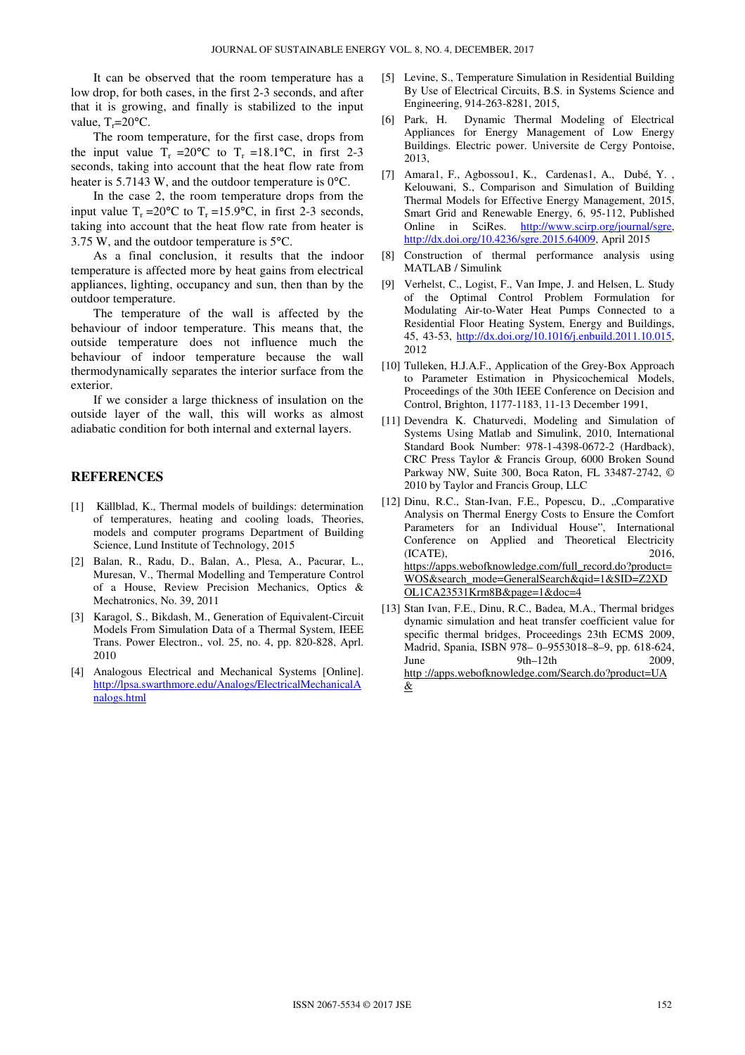It can be observed that the room temperature has a low drop, for both cases, in the first 2-3 seconds, and after that it is growing, and finally is stabilized to the input value, $T_r$=20°C.

The room temperature, for the first case, drops from the input value $T_r$ =20°C to $T_r$ =18.1°C, in first 2-3 seconds, taking into account that the heat flow rate from heater is 5.7143 W, and the outdoor temperature is 0°C.

In the case 2, the room temperature drops from the input value $T_r$ =20°C to $T_r$ =15.9°C, in first 2-3 seconds, taking into account that the heat flow rate from heater is 3.75 W, and the outdoor temperature is 5°C.

As a final conclusion, it results that the indoor temperature is affected more by heat gains from electrical appliances, lighting, occupancy and sun, then than by the outdoor temperature.

The temperature of the wall is affected by the behaviour of indoor temperature. This means that, the outside temperature does not influence much the behaviour of indoor temperature because the wall thermodynamically separates the interior surface from the exterior.

If we consider a large thickness of insulation on the outside layer of the wall, this will works as almost adiabatic condition for both internal and external layers.

## REFERENCES

[1] Källblad, K., Thermal models of buildings: determination of temperatures, heating and cooling loads, Theories, models and computer programs Department of Building Science, Lund Institute of Technology, 2015

[2] Balan, R., Radu, D., Balan, A., Plesa, A., Pacurar, L., Muresan, V., Thermal Modelling and Temperature Control of a House, Review Precision Mechanics, Optics & Mechatronics, No. 39, 2011

[3] Karagol, S., Bikdash, M., Generation of Equivalent-Circuit Models From Simulation Data of a Thermal System, IEEE Trans. Power Electron., vol. 25, no. 4, pp. 820-828, Aprl. 2010

[4] Analogous Electrical and Mechanical Systems [Online]. http://lpsa.swarthmore.edu/Analogs/ElectricalMechanicalAnalogs.html

[5] Levine, S., Temperature Simulation in Residential Building By Use of Electrical Circuits, B.S. in Systems Science and Engineering, 914-263-8281, 2015,

[6] Park, H. Dynamic Thermal Modeling of Electrical Appliances for Energy Management of Low Energy Buildings. Electric power. Universite de Cergy Pontoise, 2013,

[7] Amara1, F., Agbossou1, K., Cardenas1, A., Dubé, Y. , Kelouwani, S., Comparison and Simulation of Building Thermal Models for Effective Energy Management, 2015, Smart Grid and Renewable Energy, 6, 95-112, Published Online in SciRes. http://www.scirp.org/journal/sgre, http://dx.doi.org/10.4236/sgre.2015.64009, April 2015

[8] Construction of thermal performance analysis using MATLAB / Simulink

[9] Verhelst, C., Logist, F., Van Impe, J. and Helsen, L. Study of the Optimal Control Problem Formulation for Modulating Air-to-Water Heat Pumps Connected to a Residential Floor Heating System, Energy and Buildings, 45, 43-53, http://dx.doi.org/10.1016/j.enbuild.2011.10.015, 2012

[10] Tulleken, H.J.A.F., Application of the Grey-Box Approach to Parameter Estimation in Physicochemical Models, Proceedings of the 30th IEEE Conference on Decision and Control, Brighton, 1177-1183, 11-13 December 1991,

[11] Devendra K. Chaturvedi, Modeling and Simulation of Systems Using Matlab and Simulink, 2010, International Standard Book Number: 978-1-4398-0672-2 (Hardback), CRC Press Taylor & Francis Group, 6000 Broken Sound Parkway NW, Suite 300, Boca Raton, FL 33487-2742, © 2010 by Taylor and Francis Group, LLC

[12] Dinu, R.C., Stan-Ivan, F.E., Popescu, D., „Comparative Analysis on Thermal Energy Costs to Ensure the Comfort Parameters for an Individual House", International Conference on Applied and Theoretical Electricity (ICATE), 2016, https://apps.webofknowledge.com/full_record.do?product=WOS&search_mode=GeneralSearch&qid=1&SID=Z2XDOL1CA23531Krm8B&page=1&doc=4

[13] Stan Ivan, F.E., Dinu, R.C., Badea, M.A., Thermal bridges dynamic simulation and heat transfer coefficient value for specific thermal bridges, Proceedings 23th ECMS 2009, Madrid, Spania, ISBN 978– 0–9553018–8–9, pp. 618-624, June 9th–12th 2009, http ://apps.webofknowledge.com/Search.do?product=UA&